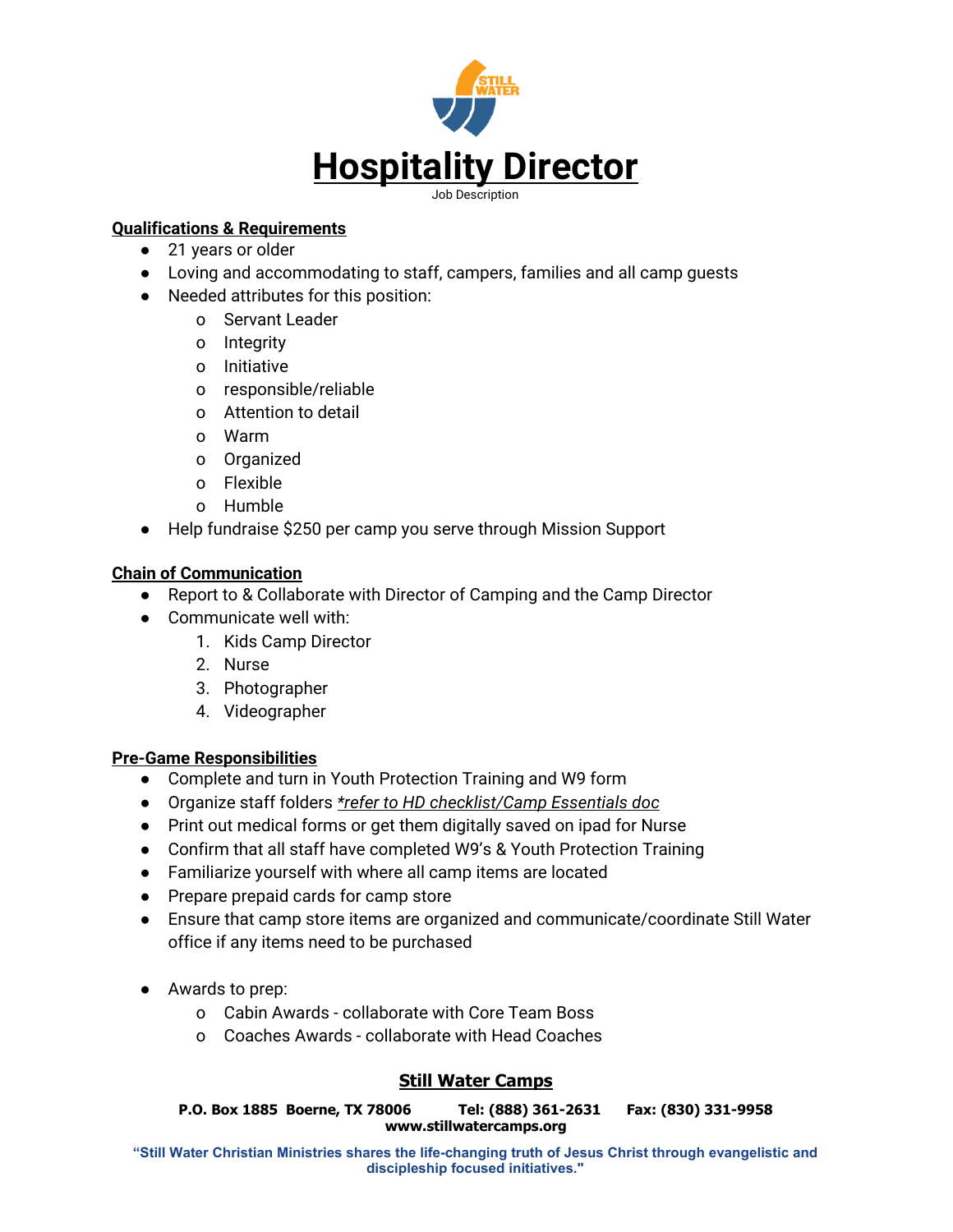# Hospitality Director

Job Description

**Qualifications & Requirements**

- 21 years or older
- Loving and accommodating to staff, campers, families and all camp guests
- Needed attributes for this position:
  - Servant Leader
  - Integrity
  - Initiative
  - responsible/reliable
  - Attention to detail
  - Warm
  - Organized
  - Flexible
  - Humble
- Help fundraise $250 per camp you serve through Mission Support

**Chain of Communication**

- Report to & Collaborate with Director of Camping and the Camp Director
- Communicate well with:
  1. Kids Camp Director
  2. Nurse
  3. Photographer
  4. Videographer

**Pre-Game Responsibilities**

- Complete and turn in Youth Protection Training and W9 form
- Organize staff folders *\*refer to HD checklist/Camp Essentials doc*
- Print out medical forms or get them digitally saved on ipad for Nurse
- Confirm that all staff have completed W9's & Youth Protection Training
- Familiarize yourself with where all camp items are located
- Prepare prepaid cards for camp store
- Ensure that camp store items are organized and communicate/coordinate Still Water office if any items need to be purchased

- Awards to prep:
  - Cabin Awards - collaborate with Core Team Boss
  - Coaches Awards - collaborate with Head Coaches

**Still Water Camps**

**P.O. Box 1885 Boerne, TX 78006 Tel: (888) 361-2631 Fax: (830) 331-9958**
**www.stillwatercamps.org**

**"Still Water Christian Ministries shares the life-changing truth of Jesus Christ through evangelistic and discipleship focused initiatives."**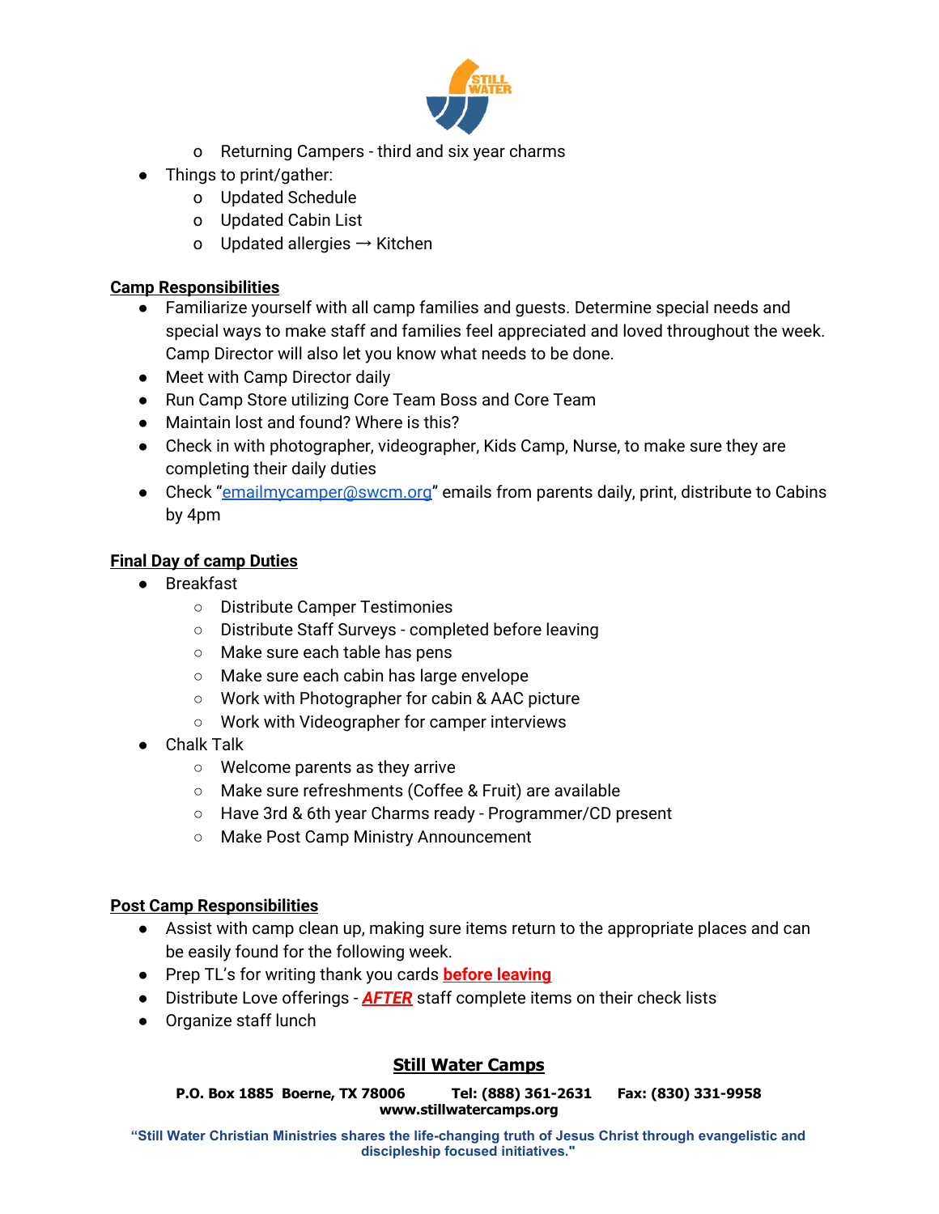- Returning Campers - third and six year charms
- Things to print/gather:
  - Updated Schedule
  - Updated Cabin List
  - Updated allergies → Kitchen

**Camp Responsibilities**

- Familiarize yourself with all camp families and guests. Determine special needs and special ways to make staff and families feel appreciated and loved throughout the week. Camp Director will also let you know what needs to be done.
- Meet with Camp Director daily
- Run Camp Store utilizing Core Team Boss and Core Team
- Maintain lost and found? Where is this?
- Check in with photographer, videographer, Kids Camp, Nurse, to make sure they are completing their daily duties
- Check "emailmycamper@swcm.org" emails from parents daily, print, distribute to Cabins by 4pm

**Final Day of camp Duties**

- Breakfast
  - Distribute Camper Testimonies
  - Distribute Staff Surveys - completed before leaving
  - Make sure each table has pens
  - Make sure each cabin has large envelope
  - Work with Photographer for cabin & AAC picture
  - Work with Videographer for camper interviews
- Chalk Talk
  - Welcome parents as they arrive
  - Make sure refreshments (Coffee & Fruit) are available
  - Have 3rd & 6th year Charms ready - Programmer/CD present
  - Make Post Camp Ministry Announcement

**Post Camp Responsibilities**

- Assist with camp clean up, making sure items return to the appropriate places and can be easily found for the following week.
- Prep TL's for writing thank you cards **before leaving**
- Distribute Love offerings - ***AFTER*** staff complete items on their check lists
- Organize staff lunch

**Still Water Camps**

**P.O. Box 1885 Boerne, TX 78006 Tel: (888) 361-2631 Fax: (830) 331-9958**
**www.stillwatercamps.org**

**"Still Water Christian Ministries shares the life-changing truth of Jesus Christ through evangelistic and discipleship focused initiatives."**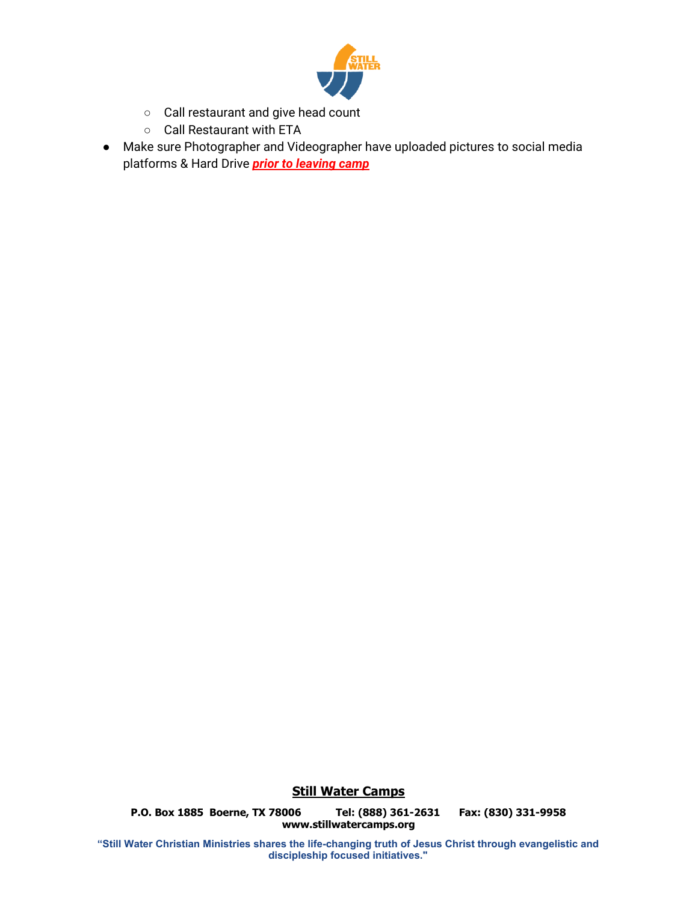- Call restaurant and give head count
    - Call Restaurant with ETA
- Make sure Photographer and Videographer have uploaded pictures to social media platforms & Hard Drive ***prior to leaving camp***